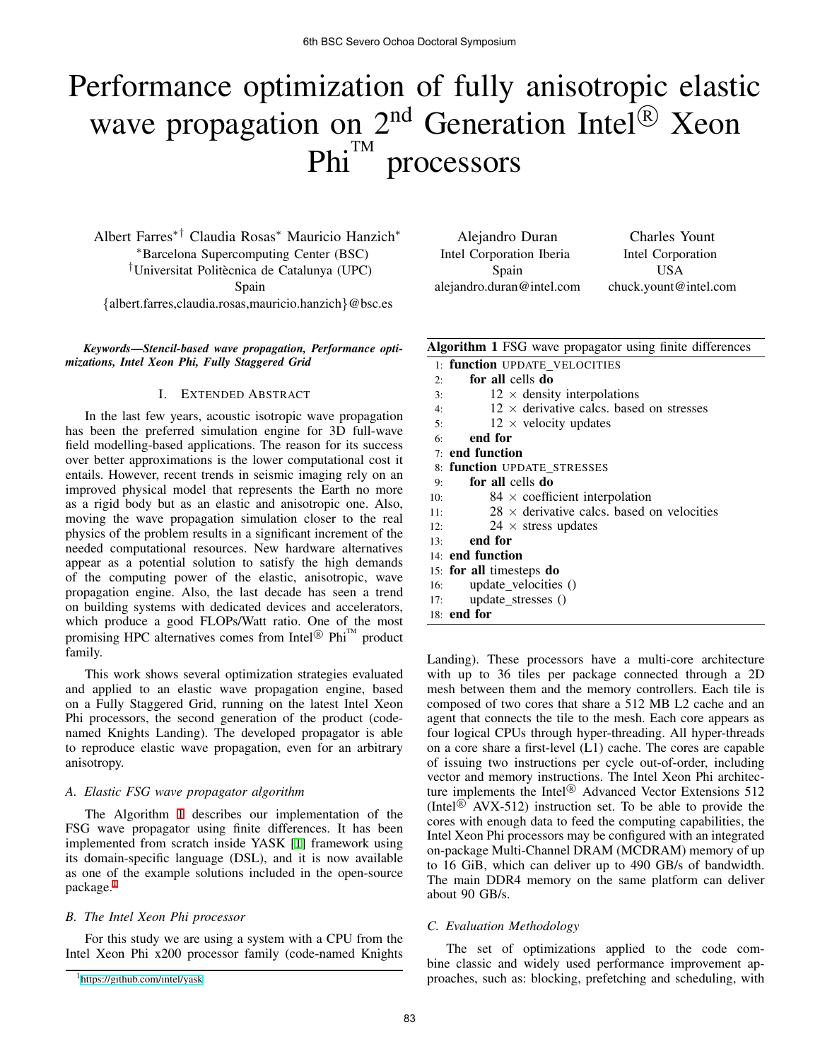# Performance optimization of fully anisotropic elastic wave propagation on 2nd Generation Intel® Xeon Phi™ processors

Albert Farres*† Claudia Rosas* Mauricio Hanzich*
*Barcelona Supercomputing Center (BSC)
†Universitat Politècnica de Catalunya (UPC)
Spain
{albert.farres,claudia.rosas,mauricio.hanzich}@bsc.es

Alejandro Duran
Intel Corporation Iberia
Spain
alejandro.duran@intel.com

Charles Yount
Intel Corporation
USA
chuck.yount@intel.com

***Keywords—Stencil-based wave propagation, Performance optimizations, Intel Xeon Phi, Fully Staggered Grid***

## I. Extended Abstract

In the last few years, acoustic isotropic wave propagation has been the preferred simulation engine for 3D full-wave field modelling-based applications. The reason for its success over better approximations is the lower computational cost it entails. However, recent trends in seismic imaging rely on an improved physical model that represents the Earth no more as a rigid body but as an elastic and anisotropic one. Also, moving the wave propagation simulation closer to the real physics of the problem results in a significant increment of the needed computational resources. New hardware alternatives appear as a potential solution to satisfy the high demands of the computing power of the elastic, anisotropic, wave propagation engine. Also, the last decade has seen a trend on building systems with dedicated devices and accelerators, which produce a good FLOPs/Watt ratio. One of the most promising HPC alternatives comes from Intel® Phi™ product family.

This work shows several optimization strategies evaluated and applied to an elastic wave propagation engine, based on a Fully Staggered Grid, running on the latest Intel Xeon Phi processors, the second generation of the product (code-named Knights Landing). The developed propagator is able to reproduce elastic wave propagation, even for an arbitrary anisotropy.

### A. Elastic FSG wave propagator algorithm

The Algorithm 1 describes our implementation of the FSG wave propagator using finite differences. It has been implemented from scratch inside YASK [1] framework using its domain-specific language (DSL), and it is now available as one of the example solutions included in the open-source package.[1]

**Algorithm 1** FSG wave propagator using finite differences

```
1:  function UPDATE_VELOCITIES
2:      for all cells do
3:          12 × density interpolations
4:          12 × derivative calcs. based on stresses
5:          12 × velocity updates
6:      end for
7:  end function
8:  function UPDATE_STRESSES
9:      for all cells do
10:         84 × coefficient interpolation
11:         28 × derivative calcs. based on velocities
12:         24 × stress updates
13:     end for
14: end function
15: for all timesteps do
16:     update_velocities ()
17:     update_stresses ()
18: end for
```

### B. The Intel Xeon Phi processor

For this study we are using a system with a CPU from the Intel Xeon Phi x200 processor family (code-named Knights Landing). These processors have a multi-core architecture with up to 36 tiles per package connected through a 2D mesh between them and the memory controllers. Each tile is composed of two cores that share a 512 MB L2 cache and an agent that connects the tile to the mesh. Each core appears as four logical CPUs through hyper-threading. All hyper-threads on a core share a first-level (L1) cache. The cores are capable of issuing two instructions per cycle out-of-order, including vector and memory instructions. The Intel Xeon Phi architecture implements the Intel® Advanced Vector Extensions 512 (Intel® AVX-512) instruction set. To be able to provide the cores with enough data to feed the computing capabilities, the Intel Xeon Phi processors may be configured with an integrated on-package Multi-Channel DRAM (MCDRAM) memory of up to 16 GiB, which can deliver up to 490 GB/s of bandwidth. The main DDR4 memory on the same platform can deliver about 90 GB/s.

### C. Evaluation Methodology

The set of optimizations applied to the code combine classic and widely used performance improvement approaches, such as: blocking, prefetching and scheduling, with

[1] https://github.com/intel/yask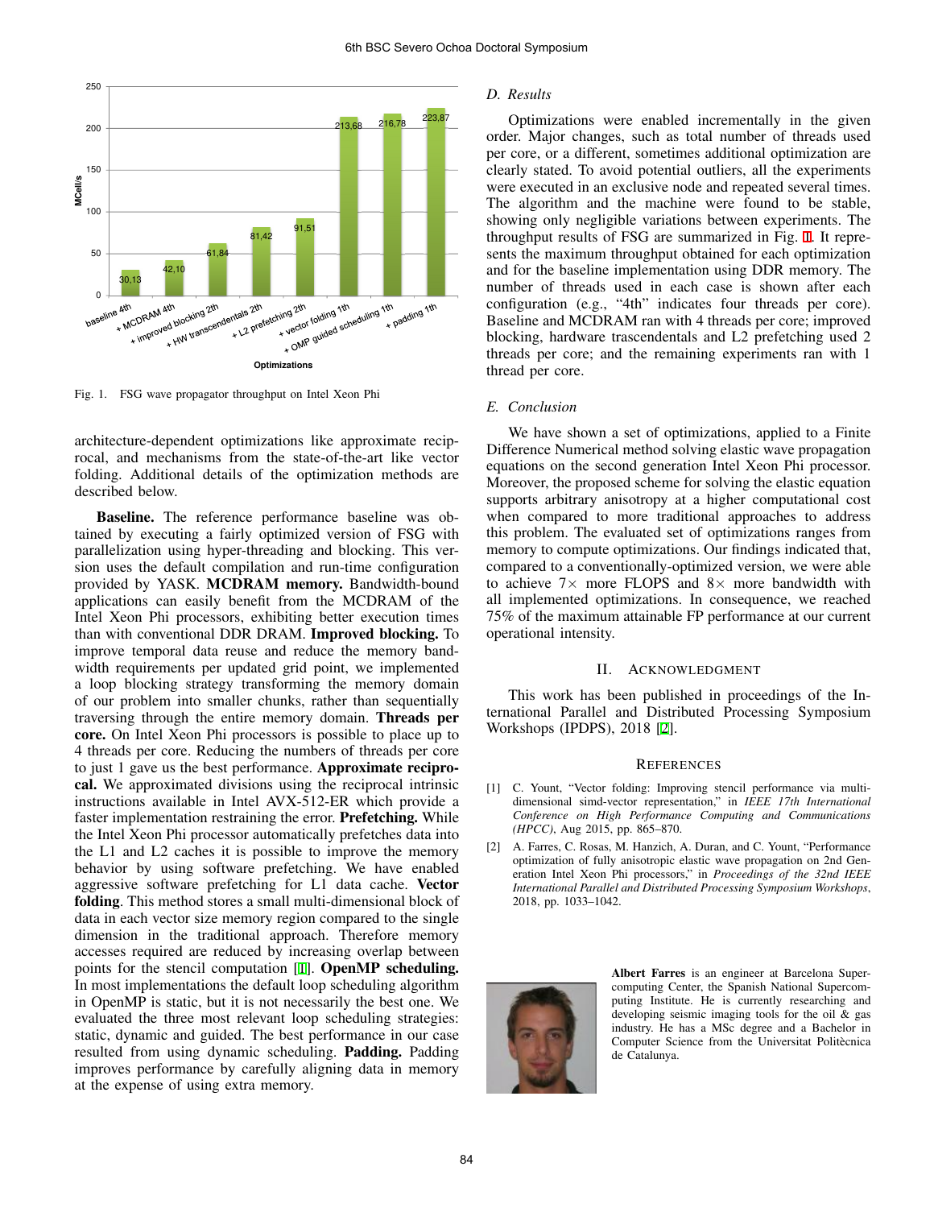250
200
150
100
50
0
MCell/s
30,13
42,10
61,84
81,42
91,51
213,68
216,78
223,87
baseline 4th
+ MCDRAM 4th
+ improved blocking 2th
+ HW transcendentals 2th
+ L2 prefetching 2th
+ vector folding 1th
+ OMP guided scheduling 1th
+ padding 1th
Optimizations

Fig. 1. FSG wave propagator throughput on Intel Xeon Phi

architecture-dependent optimizations like approximate reciprocal, and mechanisms from the state-of-the-art like vector folding. Additional details of the optimization methods are described below.

**Baseline.** The reference performance baseline was obtained by executing a fairly optimized version of FSG with parallelization using hyper-threading and blocking. This version uses the default compilation and run-time configuration provided by YASK. **MCDRAM memory.** Bandwidth-bound applications can easily benefit from the MCDRAM of the Intel Xeon Phi processors, exhibiting better execution times than with conventional DDR DRAM. **Improved blocking.** To improve temporal data reuse and reduce the memory bandwidth requirements per updated grid point, we implemented a loop blocking strategy transforming the memory domain of our problem into smaller chunks, rather than sequentially traversing through the entire memory domain. **Threads per core.** On Intel Xeon Phi processors is possible to place up to 4 threads per core. Reducing the numbers of threads per core to just 1 gave us the best performance. **Approximate reciprocal.** We approximated divisions using the reciprocal intrinsic instructions available in Intel AVX-512-ER which provide a faster implementation restraining the error. **Prefetching.** While the Intel Xeon Phi processor automatically prefetches data into the L1 and L2 caches it is possible to improve the memory behavior by using software prefetching. We have enabled aggressive software prefetching for L1 data cache. **Vector folding**. This method stores a small multi-dimensional block of data in each vector size memory region compared to the single dimension in the traditional approach. Therefore memory accesses required are reduced by increasing overlap between points for the stencil computation [1]. **OpenMP scheduling.** In most implementations the default loop scheduling algorithm in OpenMP is static, but it is not necessarily the best one. We evaluated the three most relevant loop scheduling strategies: static, dynamic and guided. The best performance in our case resulted from using dynamic scheduling. **Padding.** Padding improves performance by carefully aligning data in memory at the expense of using extra memory.

### *D. Results*

Optimizations were enabled incrementally in the given order. Major changes, such as total number of threads used per core, or a different, sometimes additional optimization are clearly stated. To avoid potential outliers, all the experiments were executed in an exclusive node and repeated several times. The algorithm and the machine were found to be stable, showing only negligible variations between experiments. The throughput results of FSG are summarized in Fig. 1. It represents the maximum throughput obtained for each optimization and for the baseline implementation using DDR memory. The number of threads used in each case is shown after each configuration (e.g., "4th" indicates four threads per core). Baseline and MCDRAM ran with 4 threads per core; improved blocking, hardware trascendentals and L2 prefetching used 2 threads per core; and the remaining experiments ran with 1 thread per core.

### *E. Conclusion*

We have shown a set of optimizations, applied to a Finite Difference Numerical method solving elastic wave propagation equations on the second generation Intel Xeon Phi processor. Moreover, the proposed scheme for solving the elastic equation supports arbitrary anisotropy at a higher computational cost when compared to more traditional approaches to address this problem. The evaluated set of optimizations ranges from memory to compute optimizations. Our findings indicated that, compared to a conventionally-optimized version, we were able to achieve $7\times$ more FLOPS and $8\times$ more bandwidth with all implemented optimizations. In consequence, we reached 75% of the maximum attainable FP performance at our current operational intensity.

## II. Acknowledgment

This work has been published in proceedings of the International Parallel and Distributed Processing Symposium Workshops (IPDPS), 2018 [2].

## References

[1] C. Yount, "Vector folding: Improving stencil performance via multi-dimensional simd-vector representation," in *IEEE 17th International Conference on High Performance Computing and Communications (HPCC)*, Aug 2015, pp. 865–870.

[2] A. Farres, C. Rosas, M. Hanzich, A. Duran, and C. Yount, "Performance optimization of fully anisotropic elastic wave propagation on 2nd Generation Intel Xeon Phi processors," in *Proceedings of the 32nd IEEE International Parallel and Distributed Processing Symposium Workshops*, 2018, pp. 1033–1042.

**Albert Farres** is an engineer at Barcelona Supercomputing Center, the Spanish National Supercomputing Institute. He is currently researching and developing seismic imaging tools for the oil & gas industry. He has a MSc degree and a Bachelor in Computer Science from the Universitat Politècnica de Catalunya.